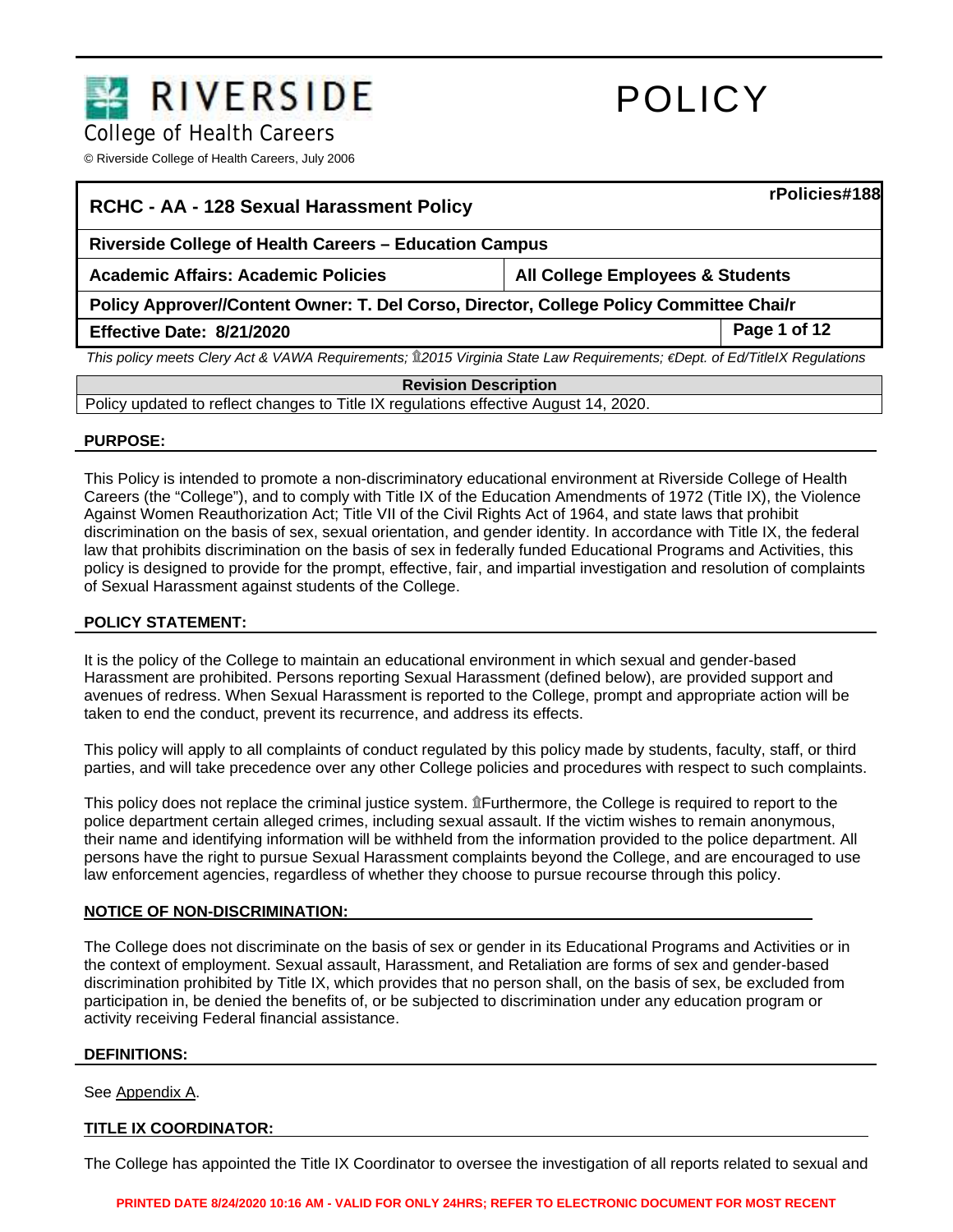# RIVERSIDE College of Health Careers

# POLICY

© Riverside College of Health Careers, July 2006

| RCHC - AA - 128 Sexual Harassment Policy | rPolicies#188 |
|---|---|
| Riverside College of Health Careers – Education Campus | |
| Academic Affairs: Academic Policies | All College Employees & Students |
| Policy Approver//Content Owner: T. Del Corso, Director, College Policy Committee Chai/r | |
| Effective Date: 8/21/2020 | Page 1 of 12 |

*This policy meets Clery Act & VAWA Requirements; ⌂2015 Virginia State Law Requirements; €Dept. of Ed/TitleIX Regulations*

| Revision Description |
|---|
| Policy updated to reflect changes to Title IX regulations effective August 14, 2020. |

## PURPOSE:

This Policy is intended to promote a non-discriminatory educational environment at Riverside College of Health Careers (the "College"), and to comply with Title IX of the Education Amendments of 1972 (Title IX), the Violence Against Women Reauthorization Act; Title VII of the Civil Rights Act of 1964, and state laws that prohibit discrimination on the basis of sex, sexual orientation, and gender identity. In accordance with Title IX, the federal law that prohibits discrimination on the basis of sex in federally funded Educational Programs and Activities, this policy is designed to provide for the prompt, effective, fair, and impartial investigation and resolution of complaints of Sexual Harassment against students of the College.

## POLICY STATEMENT:

It is the policy of the College to maintain an educational environment in which sexual and gender-based Harassment are prohibited. Persons reporting Sexual Harassment (defined below), are provided support and avenues of redress. When Sexual Harassment is reported to the College, prompt and appropriate action will be taken to end the conduct, prevent its recurrence, and address its effects.

This policy will apply to all complaints of conduct regulated by this policy made by students, faculty, staff, or third parties, and will take precedence over any other College policies and procedures with respect to such complaints.

This policy does not replace the criminal justice system. ⌂Furthermore, the College is required to report to the police department certain alleged crimes, including sexual assault. If the victim wishes to remain anonymous, their name and identifying information will be withheld from the information provided to the police department. All persons have the right to pursue Sexual Harassment complaints beyond the College, and are encouraged to use law enforcement agencies, regardless of whether they choose to pursue recourse through this policy.

## NOTICE OF NON-DISCRIMINATION:

The College does not discriminate on the basis of sex or gender in its Educational Programs and Activities or in the context of employment. Sexual assault, Harassment, and Retaliation are forms of sex and gender-based discrimination prohibited by Title IX, which provides that no person shall, on the basis of sex, be excluded from participation in, be denied the benefits of, or be subjected to discrimination under any education program or activity receiving Federal financial assistance.

## DEFINITIONS:

See Appendix A.

## TITLE IX COORDINATOR:

The College has appointed the Title IX Coordinator to oversee the investigation of all reports related to sexual and

PRINTED DATE 8/24/2020 10:16 AM - VALID FOR ONLY 24HRS; REFER TO ELECTRONIC DOCUMENT FOR MOST RECENT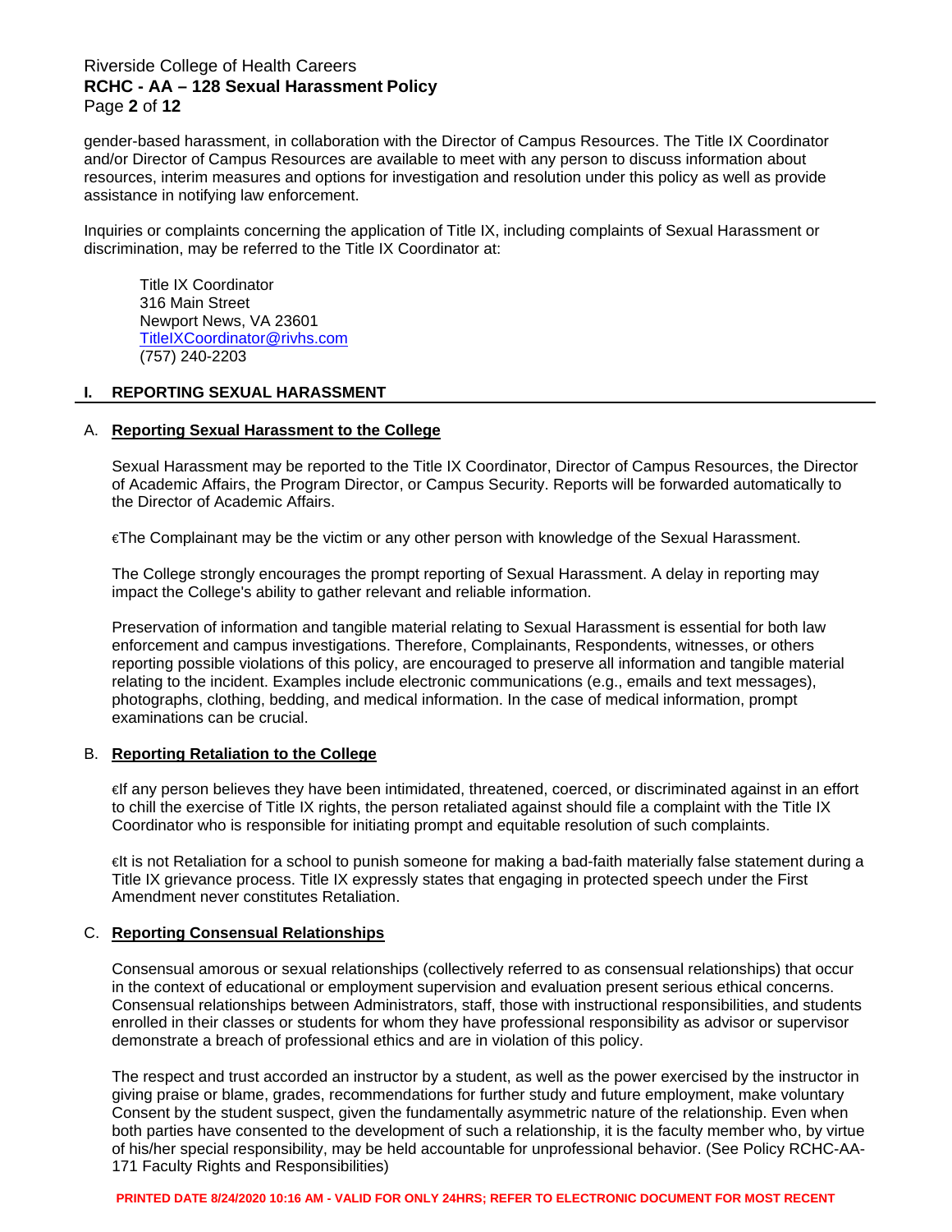gender-based harassment, in collaboration with the Director of Campus Resources. The Title IX Coordinator and/or Director of Campus Resources are available to meet with any person to discuss information about resources, interim measures and options for investigation and resolution under this policy as well as provide assistance in notifying law enforcement.

Inquiries or complaints concerning the application of Title IX, including complaints of Sexual Harassment or discrimination, may be referred to the Title IX Coordinator at:

Title IX Coordinator
316 Main Street
Newport News, VA 23601
TitleIXCoordinator@rivhs.com
(757) 240-2203

## I. REPORTING SEXUAL HARASSMENT

### A. Reporting Sexual Harassment to the College

Sexual Harassment may be reported to the Title IX Coordinator, Director of Campus Resources, the Director of Academic Affairs, the Program Director, or Campus Security. Reports will be forwarded automatically to the Director of Academic Affairs.

€The Complainant may be the victim or any other person with knowledge of the Sexual Harassment.

The College strongly encourages the prompt reporting of Sexual Harassment. A delay in reporting may impact the College's ability to gather relevant and reliable information.

Preservation of information and tangible material relating to Sexual Harassment is essential for both law enforcement and campus investigations. Therefore, Complainants, Respondents, witnesses, or others reporting possible violations of this policy, are encouraged to preserve all information and tangible material relating to the incident. Examples include electronic communications (e.g., emails and text messages), photographs, clothing, bedding, and medical information. In the case of medical information, prompt examinations can be crucial.

### B. Reporting Retaliation to the College

€If any person believes they have been intimidated, threatened, coerced, or discriminated against in an effort to chill the exercise of Title IX rights, the person retaliated against should file a complaint with the Title IX Coordinator who is responsible for initiating prompt and equitable resolution of such complaints.

€It is not Retaliation for a school to punish someone for making a bad-faith materially false statement during a Title IX grievance process. Title IX expressly states that engaging in protected speech under the First Amendment never constitutes Retaliation.

### C. Reporting Consensual Relationships

Consensual amorous or sexual relationships (collectively referred to as consensual relationships) that occur in the context of educational or employment supervision and evaluation present serious ethical concerns. Consensual relationships between Administrators, staff, those with instructional responsibilities, and students enrolled in their classes or students for whom they have professional responsibility as advisor or supervisor demonstrate a breach of professional ethics and are in violation of this policy.

The respect and trust accorded an instructor by a student, as well as the power exercised by the instructor in giving praise or blame, grades, recommendations for further study and future employment, make voluntary Consent by the student suspect, given the fundamentally asymmetric nature of the relationship. Even when both parties have consented to the development of such a relationship, it is the faculty member who, by virtue of his/her special responsibility, may be held accountable for unprofessional behavior. (See Policy RCHC-AA-171 Faculty Rights and Responsibilities)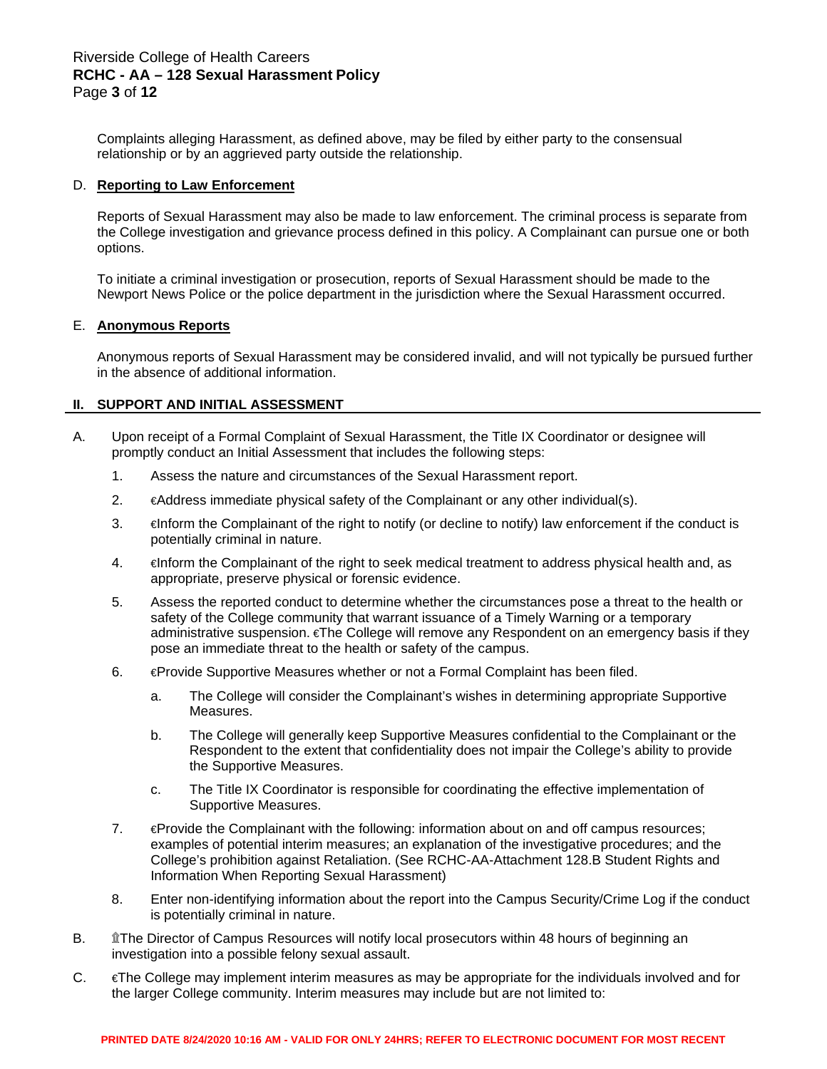Complaints alleging Harassment, as defined above, may be filed by either party to the consensual relationship or by an aggrieved party outside the relationship.

D. **Reporting to Law Enforcement**

Reports of Sexual Harassment may also be made to law enforcement. The criminal process is separate from the College investigation and grievance process defined in this policy. A Complainant can pursue one or both options.

To initiate a criminal investigation or prosecution, reports of Sexual Harassment should be made to the Newport News Police or the police department in the jurisdiction where the Sexual Harassment occurred.

E. **Anonymous Reports**

Anonymous reports of Sexual Harassment may be considered invalid, and will not typically be pursued further in the absence of additional information.

## II. SUPPORT AND INITIAL ASSESSMENT

A. Upon receipt of a Formal Complaint of Sexual Harassment, the Title IX Coordinator or designee will promptly conduct an Initial Assessment that includes the following steps:

1. Assess the nature and circumstances of the Sexual Harassment report.
2. Address immediate physical safety of the Complainant or any other individual(s).
3. Inform the Complainant of the right to notify (or decline to notify) law enforcement if the conduct is potentially criminal in nature.
4. Inform the Complainant of the right to seek medical treatment to address physical health and, as appropriate, preserve physical or forensic evidence.
5. Assess the reported conduct to determine whether the circumstances pose a threat to the health or safety of the College community that warrant issuance of a Timely Warning or a temporary administrative suspension. The College will remove any Respondent on an emergency basis if they pose an immediate threat to the health or safety of the campus.
6. Provide Supportive Measures whether or not a Formal Complaint has been filed.
    a. The College will consider the Complainant's wishes in determining appropriate Supportive Measures.
    b. The College will generally keep Supportive Measures confidential to the Complainant or the Respondent to the extent that confidentiality does not impair the College's ability to provide the Supportive Measures.
    c. The Title IX Coordinator is responsible for coordinating the effective implementation of Supportive Measures.
7. Provide the Complainant with the following: information about on and off campus resources; examples of potential interim measures; an explanation of the investigative procedures; and the College's prohibition against Retaliation. (See RCHC-AA-Attachment 128.B Student Rights and Information When Reporting Sexual Harassment)
8. Enter non-identifying information about the report into the Campus Security/Crime Log if the conduct is potentially criminal in nature.

B. The Director of Campus Resources will notify local prosecutors within 48 hours of beginning an investigation into a possible felony sexual assault.

C. The College may implement interim measures as may be appropriate for the individuals involved and for the larger College community. Interim measures may include but are not limited to: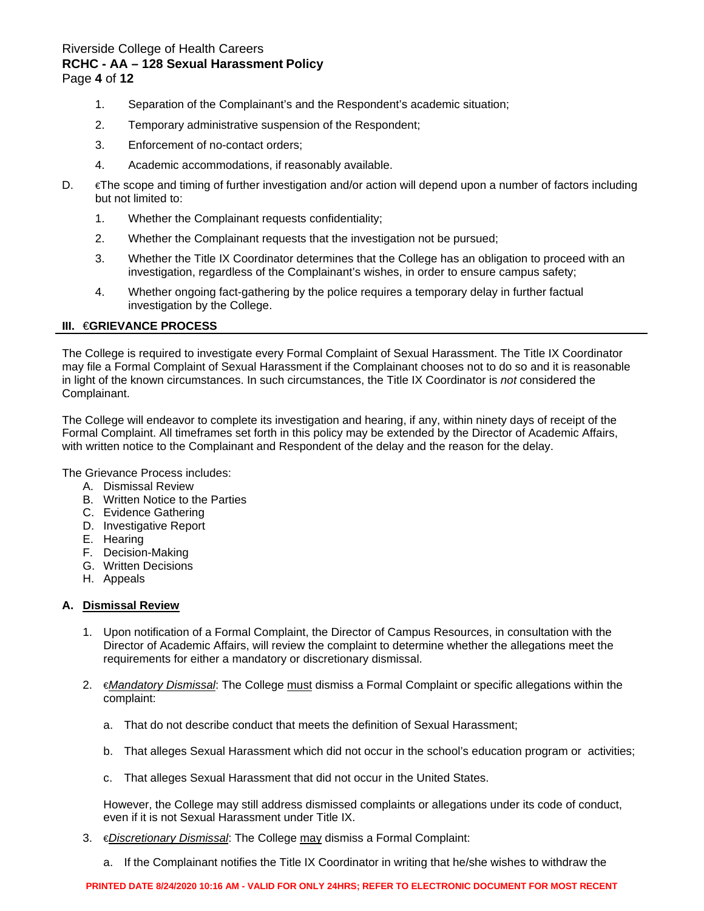1. Separation of the Complainant's and the Respondent's academic situation;
2. Temporary administrative suspension of the Respondent;
3. Enforcement of no-contact orders;
4. Academic accommodations, if reasonably available.

D. The scope and timing of further investigation and/or action will depend upon a number of factors including but not limited to:

1. Whether the Complainant requests confidentiality;
2. Whether the Complainant requests that the investigation not be pursued;
3. Whether the Title IX Coordinator determines that the College has an obligation to proceed with an investigation, regardless of the Complainant's wishes, in order to ensure campus safety;
4. Whether ongoing fact-gathering by the police requires a temporary delay in further factual investigation by the College.

## III. GRIEVANCE PROCESS

The College is required to investigate every Formal Complaint of Sexual Harassment. The Title IX Coordinator may file a Formal Complaint of Sexual Harassment if the Complainant chooses not to do so and it is reasonable in light of the known circumstances. In such circumstances, the Title IX Coordinator is *not* considered the Complainant.

The College will endeavor to complete its investigation and hearing, if any, within ninety days of receipt of the Formal Complaint. All timeframes set forth in this policy may be extended by the Director of Academic Affairs, with written notice to the Complainant and Respondent of the delay and the reason for the delay.

The Grievance Process includes:

A. Dismissal Review
B. Written Notice to the Parties
C. Evidence Gathering
D. Investigative Report
E. Hearing
F. Decision-Making
G. Written Decisions
H. Appeals

### A. Dismissal Review

1. Upon notification of a Formal Complaint, the Director of Campus Resources, in consultation with the Director of Academic Affairs, will review the complaint to determine whether the allegations meet the requirements for either a mandatory or discretionary dismissal.

2. *Mandatory Dismissal*: The College must dismiss a Formal Complaint or specific allegations within the complaint:

   a. That do not describe conduct that meets the definition of Sexual Harassment;

   b. That alleges Sexual Harassment which did not occur in the school's education program or activities;

   c. That alleges Sexual Harassment that did not occur in the United States.

   However, the College may still address dismissed complaints or allegations under its code of conduct, even if it is not Sexual Harassment under Title IX.

3. *Discretionary Dismissal*: The College may dismiss a Formal Complaint:

   a. If the Complainant notifies the Title IX Coordinator in writing that he/she wishes to withdraw the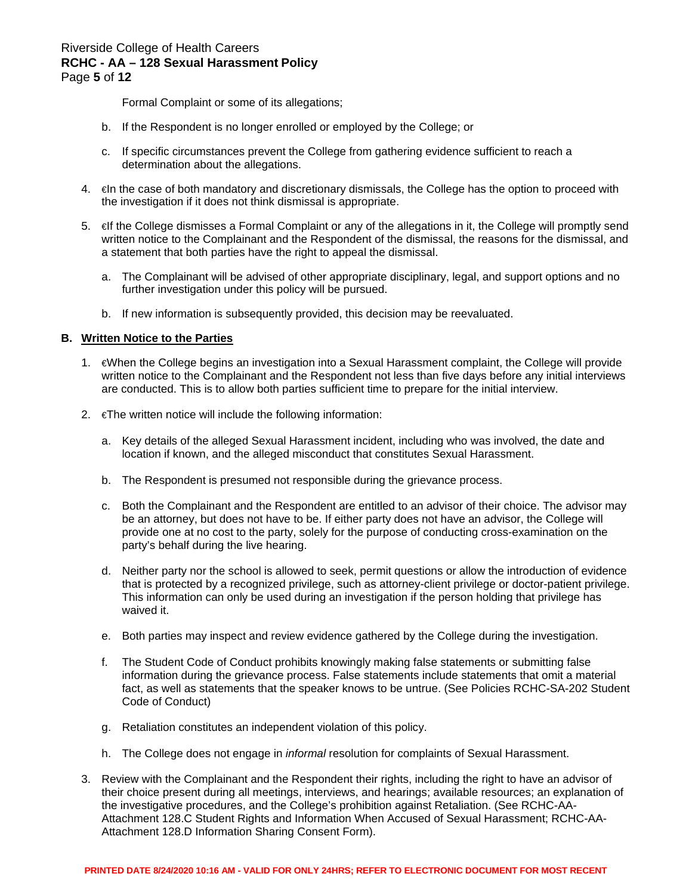Formal Complaint or some of its allegations;

   b. If the Respondent is no longer enrolled or employed by the College; or

   c. If specific circumstances prevent the College from gathering evidence sufficient to reach a determination about the allegations.

4. €In the case of both mandatory and discretionary dismissals, the College has the option to proceed with the investigation if it does not think dismissal is appropriate.

5. €If the College dismisses a Formal Complaint or any of the allegations in it, the College will promptly send written notice to the Complainant and the Respondent of the dismissal, the reasons for the dismissal, and a statement that both parties have the right to appeal the dismissal.

   a. The Complainant will be advised of other appropriate disciplinary, legal, and support options and no further investigation under this policy will be pursued.

   b. If new information is subsequently provided, this decision may be reevaluated.

### B. Written Notice to the Parties

1. €When the College begins an investigation into a Sexual Harassment complaint, the College will provide written notice to the Complainant and the Respondent not less than five days before any initial interviews are conducted. This is to allow both parties sufficient time to prepare for the initial interview.

2. €The written notice will include the following information:

   a. Key details of the alleged Sexual Harassment incident, including who was involved, the date and location if known, and the alleged misconduct that constitutes Sexual Harassment.

   b. The Respondent is presumed not responsible during the grievance process.

   c. Both the Complainant and the Respondent are entitled to an advisor of their choice. The advisor may be an attorney, but does not have to be. If either party does not have an advisor, the College will provide one at no cost to the party, solely for the purpose of conducting cross-examination on the party's behalf during the live hearing.

   d. Neither party nor the school is allowed to seek, permit questions or allow the introduction of evidence that is protected by a recognized privilege, such as attorney-client privilege or doctor-patient privilege. This information can only be used during an investigation if the person holding that privilege has waived it.

   e. Both parties may inspect and review evidence gathered by the College during the investigation.

   f. The Student Code of Conduct prohibits knowingly making false statements or submitting false information during the grievance process. False statements include statements that omit a material fact, as well as statements that the speaker knows to be untrue. (See Policies RCHC-SA-202 Student Code of Conduct)

   g. Retaliation constitutes an independent violation of this policy.

   h. The College does not engage in *informal* resolution for complaints of Sexual Harassment.

3. Review with the Complainant and the Respondent their rights, including the right to have an advisor of their choice present during all meetings, interviews, and hearings; available resources; an explanation of the investigative procedures, and the College's prohibition against Retaliation. (See RCHC-AA-Attachment 128.C Student Rights and Information When Accused of Sexual Harassment; RCHC-AA-Attachment 128.D Information Sharing Consent Form).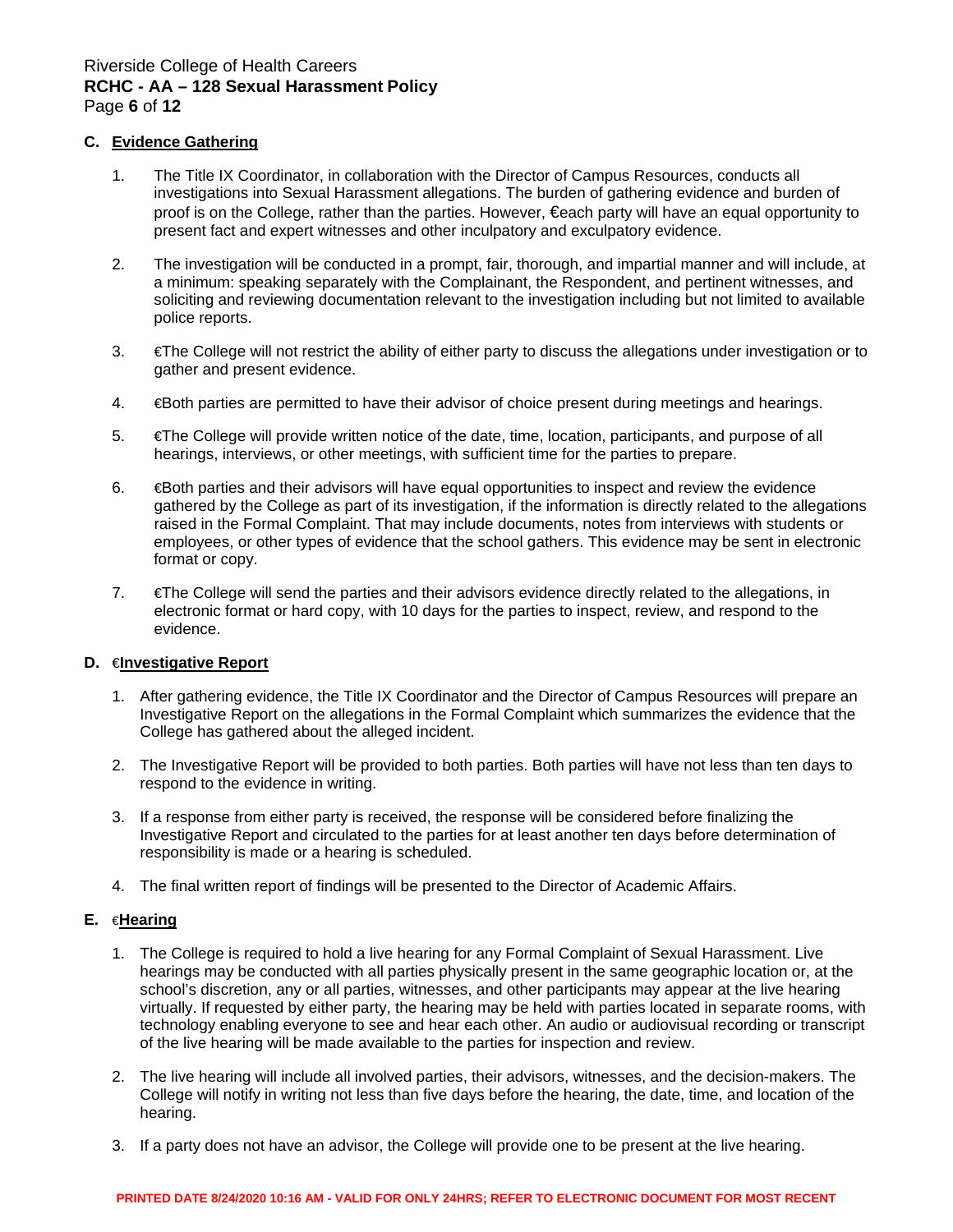### C. Evidence Gathering

1. The Title IX Coordinator, in collaboration with the Director of Campus Resources, conducts all investigations into Sexual Harassment allegations. The burden of gathering evidence and burden of proof is on the College, rather than the parties. However, €each party will have an equal opportunity to present fact and expert witnesses and other inculpatory and exculpatory evidence.

2. The investigation will be conducted in a prompt, fair, thorough, and impartial manner and will include, at a minimum: speaking separately with the Complainant, the Respondent, and pertinent witnesses, and soliciting and reviewing documentation relevant to the investigation including but not limited to available police reports.

3. €The College will not restrict the ability of either party to discuss the allegations under investigation or to gather and present evidence.

4. €Both parties are permitted to have their advisor of choice present during meetings and hearings.

5. €The College will provide written notice of the date, time, location, participants, and purpose of all hearings, interviews, or other meetings, with sufficient time for the parties to prepare.

6. €Both parties and their advisors will have equal opportunities to inspect and review the evidence gathered by the College as part of its investigation, if the information is directly related to the allegations raised in the Formal Complaint. That may include documents, notes from interviews with students or employees, or other types of evidence that the school gathers. This evidence may be sent in electronic format or copy.

7. €The College will send the parties and their advisors evidence directly related to the allegations, in electronic format or hard copy, with 10 days for the parties to inspect, review, and respond to the evidence.

### D. €Investigative Report

1. After gathering evidence, the Title IX Coordinator and the Director of Campus Resources will prepare an Investigative Report on the allegations in the Formal Complaint which summarizes the evidence that the College has gathered about the alleged incident.

2. The Investigative Report will be provided to both parties. Both parties will have not less than ten days to respond to the evidence in writing.

3. If a response from either party is received, the response will be considered before finalizing the Investigative Report and circulated to the parties for at least another ten days before determination of responsibility is made or a hearing is scheduled.

4. The final written report of findings will be presented to the Director of Academic Affairs.

### E. €Hearing

1. The College is required to hold a live hearing for any Formal Complaint of Sexual Harassment. Live hearings may be conducted with all parties physically present in the same geographic location or, at the school's discretion, any or all parties, witnesses, and other participants may appear at the live hearing virtually. If requested by either party, the hearing may be held with parties located in separate rooms, with technology enabling everyone to see and hear each other. An audio or audiovisual recording or transcript of the live hearing will be made available to the parties for inspection and review.

2. The live hearing will include all involved parties, their advisors, witnesses, and the decision-makers. The College will notify in writing not less than five days before the hearing, the date, time, and location of the hearing.

3. If a party does not have an advisor, the College will provide one to be present at the live hearing.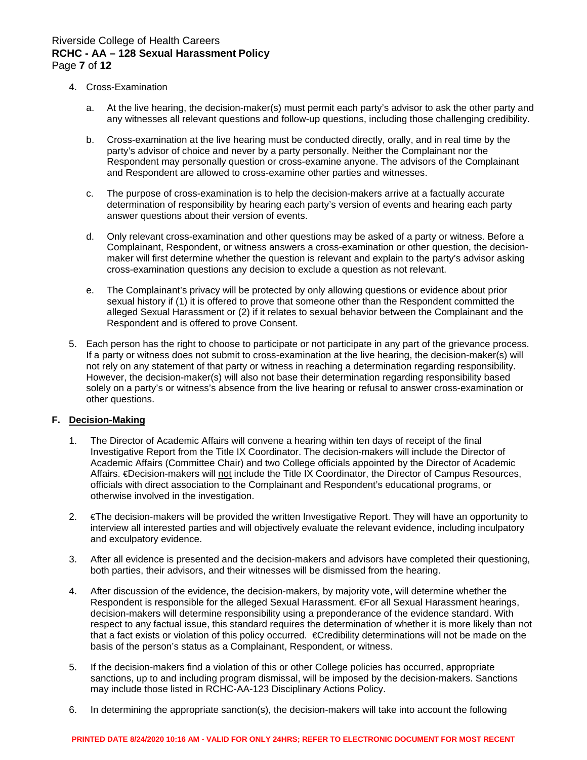4. Cross-Examination

   a. At the live hearing, the decision-maker(s) must permit each party's advisor to ask the other party and any witnesses all relevant questions and follow-up questions, including those challenging credibility.

   b. Cross-examination at the live hearing must be conducted directly, orally, and in real time by the party's advisor of choice and never by a party personally. Neither the Complainant nor the Respondent may personally question or cross-examine anyone. The advisors of the Complainant and Respondent are allowed to cross-examine other parties and witnesses.

   c. The purpose of cross-examination is to help the decision-makers arrive at a factually accurate determination of responsibility by hearing each party's version of events and hearing each party answer questions about their version of events.

   d. Only relevant cross-examination and other questions may be asked of a party or witness. Before a Complainant, Respondent, or witness answers a cross-examination or other question, the decision-maker will first determine whether the question is relevant and explain to the party's advisor asking cross-examination questions any decision to exclude a question as not relevant.

   e. The Complainant's privacy will be protected by only allowing questions or evidence about prior sexual history if (1) it is offered to prove that someone other than the Respondent committed the alleged Sexual Harassment or (2) if it relates to sexual behavior between the Complainant and the Respondent and is offered to prove Consent.

5. Each person has the right to choose to participate or not participate in any part of the grievance process. If a party or witness does not submit to cross-examination at the live hearing, the decision-maker(s) will not rely on any statement of that party or witness in reaching a determination regarding responsibility. However, the decision-maker(s) will also not base their determination regarding responsibility based solely on a party's or witness's absence from the live hearing or refusal to answer cross-examination or other questions.

**F. Decision-Making**

1. The Director of Academic Affairs will convene a hearing within ten days of receipt of the final Investigative Report from the Title IX Coordinator. The decision-makers will include the Director of Academic Affairs (Committee Chair) and two College officials appointed by the Director of Academic Affairs. €Decision-makers will not include the Title IX Coordinator, the Director of Campus Resources, officials with direct association to the Complainant and Respondent's educational programs, or otherwise involved in the investigation.

2. €The decision-makers will be provided the written Investigative Report. They will have an opportunity to interview all interested parties and will objectively evaluate the relevant evidence, including inculpatory and exculpatory evidence.

3. After all evidence is presented and the decision-makers and advisors have completed their questioning, both parties, their advisors, and their witnesses will be dismissed from the hearing.

4. After discussion of the evidence, the decision-makers, by majority vote, will determine whether the Respondent is responsible for the alleged Sexual Harassment. €For all Sexual Harassment hearings, decision-makers will determine responsibility using a preponderance of the evidence standard. With respect to any factual issue, this standard requires the determination of whether it is more likely than not that a fact exists or violation of this policy occurred. €Credibility determinations will not be made on the basis of the person's status as a Complainant, Respondent, or witness.

5. If the decision-makers find a violation of this or other College policies has occurred, appropriate sanctions, up to and including program dismissal, will be imposed by the decision-makers. Sanctions may include those listed in RCHC-AA-123 Disciplinary Actions Policy.

6. In determining the appropriate sanction(s), the decision-makers will take into account the following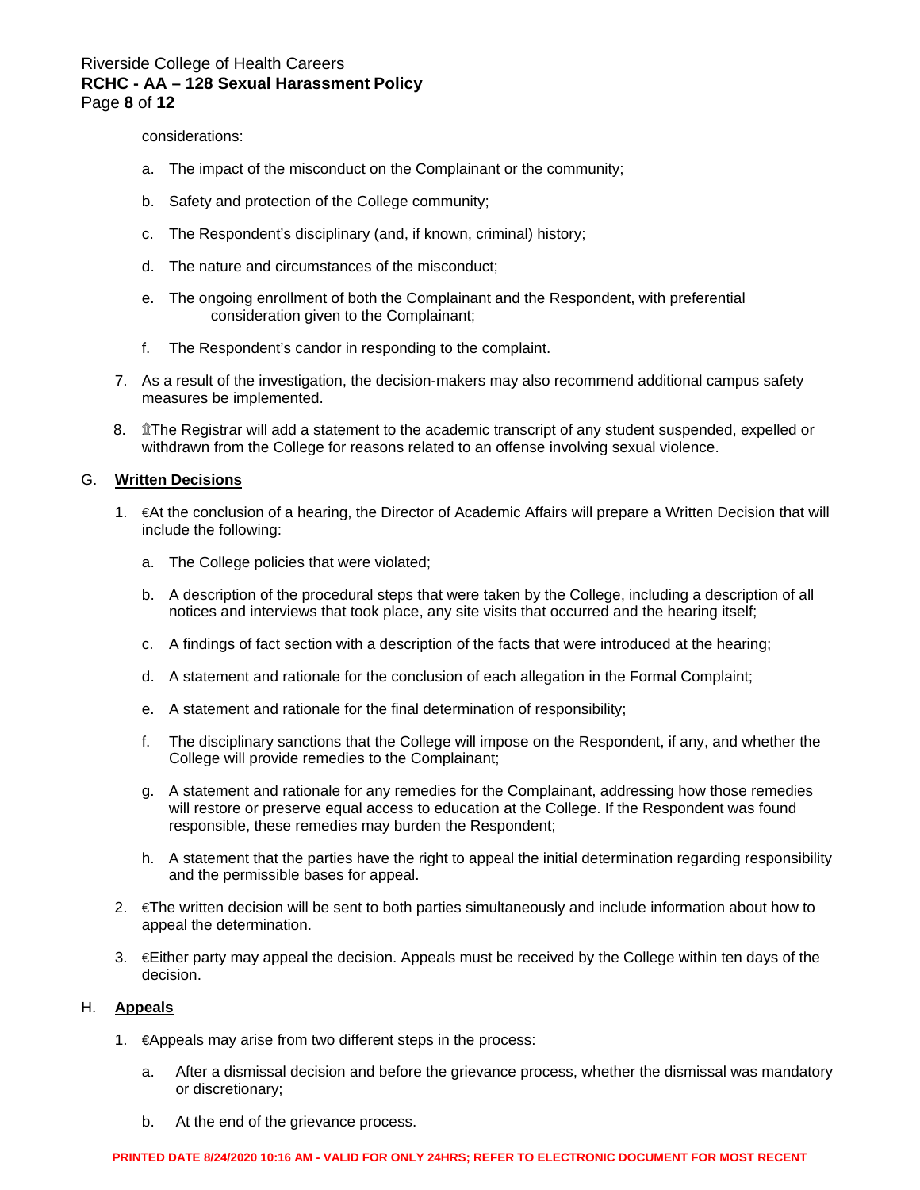considerations:

a. The impact of the misconduct on the Complainant or the community;

b. Safety and protection of the College community;

c. The Respondent's disciplinary (and, if known, criminal) history;

d. The nature and circumstances of the misconduct;

e. The ongoing enrollment of both the Complainant and the Respondent, with preferential consideration given to the Complainant;

f. The Respondent's candor in responding to the complaint.

7. As a result of the investigation, the decision-makers may also recommend additional campus safety measures be implemented.

8. The Registrar will add a statement to the academic transcript of any student suspended, expelled or withdrawn from the College for reasons related to an offense involving sexual violence.

G. **Written Decisions**

1. At the conclusion of a hearing, the Director of Academic Affairs will prepare a Written Decision that will include the following:

   a. The College policies that were violated;

   b. A description of the procedural steps that were taken by the College, including a description of all notices and interviews that took place, any site visits that occurred and the hearing itself;

   c. A findings of fact section with a description of the facts that were introduced at the hearing;

   d. A statement and rationale for the conclusion of each allegation in the Formal Complaint;

   e. A statement and rationale for the final determination of responsibility;

   f. The disciplinary sanctions that the College will impose on the Respondent, if any, and whether the College will provide remedies to the Complainant;

   g. A statement and rationale for any remedies for the Complainant, addressing how those remedies will restore or preserve equal access to education at the College. If the Respondent was found responsible, these remedies may burden the Respondent;

   h. A statement that the parties have the right to appeal the initial determination regarding responsibility and the permissible bases for appeal.

2. The written decision will be sent to both parties simultaneously and include information about how to appeal the determination.

3. Either party may appeal the decision. Appeals must be received by the College within ten days of the decision.

H. **Appeals**

1. Appeals may arise from two different steps in the process:

   a. After a dismissal decision and before the grievance process, whether the dismissal was mandatory or discretionary;

   b. At the end of the grievance process.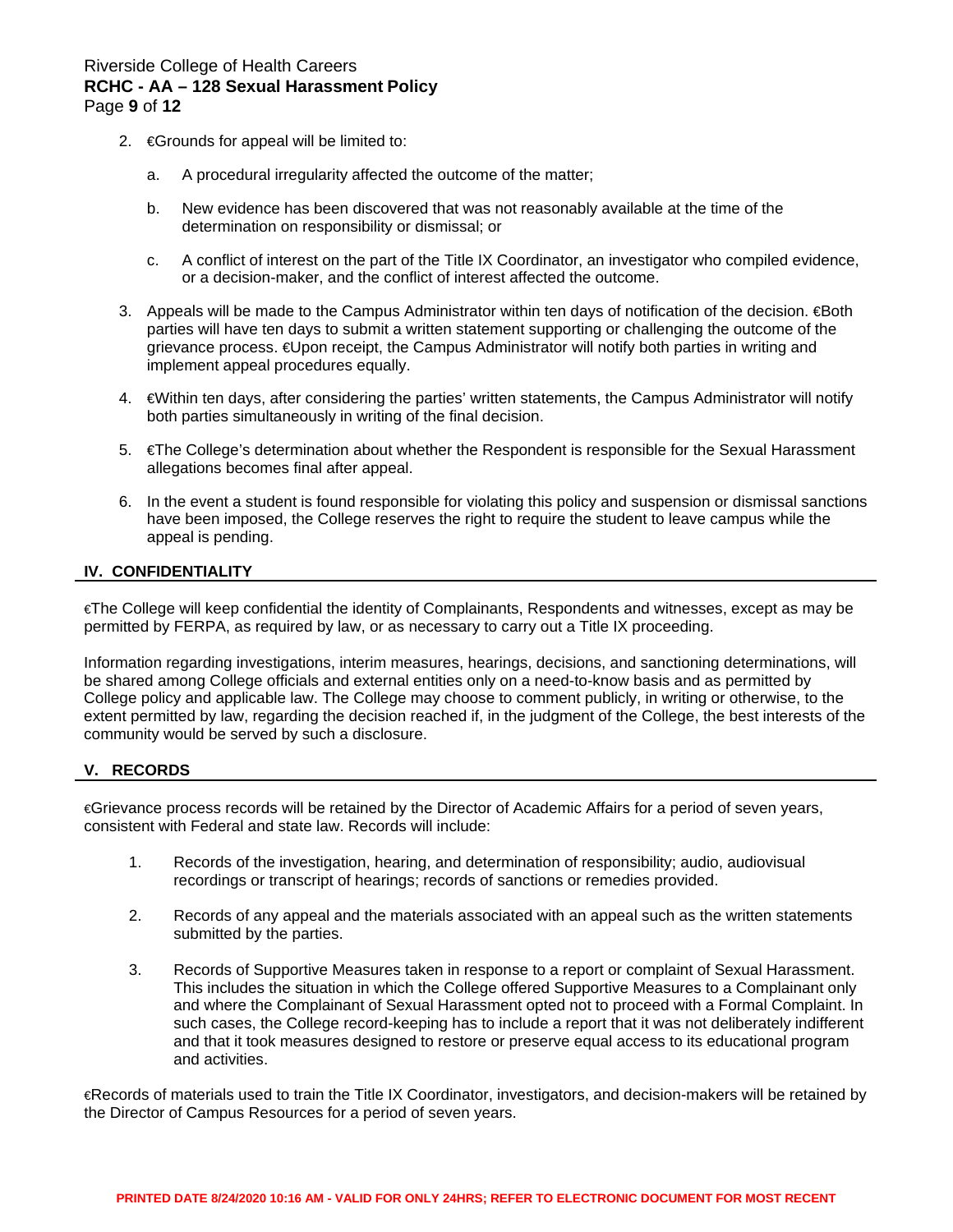2. €Grounds for appeal will be limited to:

   a. A procedural irregularity affected the outcome of the matter;

   b. New evidence has been discovered that was not reasonably available at the time of the determination on responsibility or dismissal; or

   c. A conflict of interest on the part of the Title IX Coordinator, an investigator who compiled evidence, or a decision-maker, and the conflict of interest affected the outcome.

3. Appeals will be made to the Campus Administrator within ten days of notification of the decision. €Both parties will have ten days to submit a written statement supporting or challenging the outcome of the grievance process. €Upon receipt, the Campus Administrator will notify both parties in writing and implement appeal procedures equally.

4. €Within ten days, after considering the parties' written statements, the Campus Administrator will notify both parties simultaneously in writing of the final decision.

5. €The College's determination about whether the Respondent is responsible for the Sexual Harassment allegations becomes final after appeal.

6. In the event a student is found responsible for violating this policy and suspension or dismissal sanctions have been imposed, the College reserves the right to require the student to leave campus while the appeal is pending.

## IV. CONFIDENTIALITY

€The College will keep confidential the identity of Complainants, Respondents and witnesses, except as may be permitted by FERPA, as required by law, or as necessary to carry out a Title IX proceeding.

Information regarding investigations, interim measures, hearings, decisions, and sanctioning determinations, will be shared among College officials and external entities only on a need-to-know basis and as permitted by College policy and applicable law. The College may choose to comment publicly, in writing or otherwise, to the extent permitted by law, regarding the decision reached if, in the judgment of the College, the best interests of the community would be served by such a disclosure.

## V. RECORDS

€Grievance process records will be retained by the Director of Academic Affairs for a period of seven years, consistent with Federal and state law. Records will include:

1. Records of the investigation, hearing, and determination of responsibility; audio, audiovisual recordings or transcript of hearings; records of sanctions or remedies provided.

2. Records of any appeal and the materials associated with an appeal such as the written statements submitted by the parties.

3. Records of Supportive Measures taken in response to a report or complaint of Sexual Harassment. This includes the situation in which the College offered Supportive Measures to a Complainant only and where the Complainant of Sexual Harassment opted not to proceed with a Formal Complaint. In such cases, the College record-keeping has to include a report that it was not deliberately indifferent and that it took measures designed to restore or preserve equal access to its educational program and activities.

€Records of materials used to train the Title IX Coordinator, investigators, and decision-makers will be retained by the Director of Campus Resources for a period of seven years.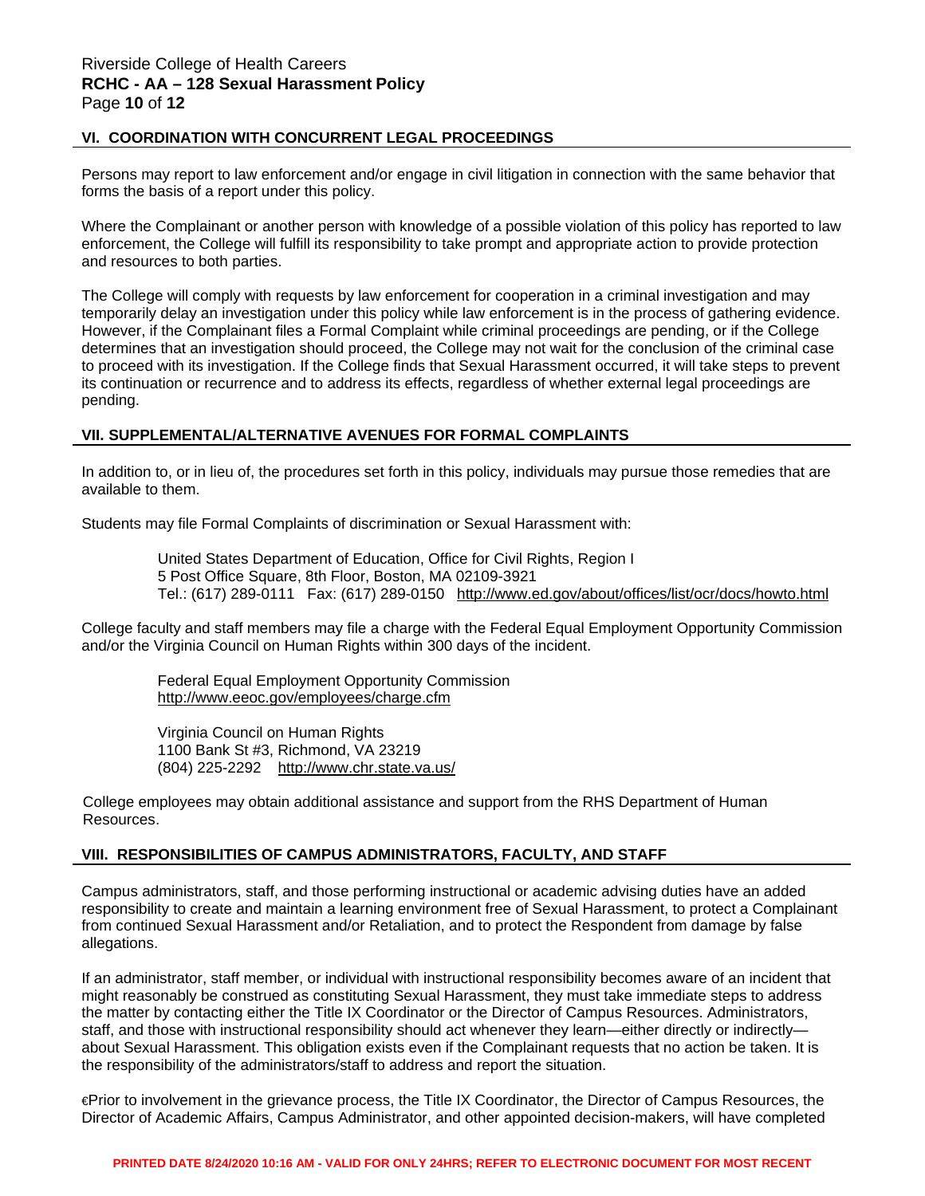## VI. COORDINATION WITH CONCURRENT LEGAL PROCEEDINGS

Persons may report to law enforcement and/or engage in civil litigation in connection with the same behavior that forms the basis of a report under this policy.

Where the Complainant or another person with knowledge of a possible violation of this policy has reported to law enforcement, the College will fulfill its responsibility to take prompt and appropriate action to provide protection and resources to both parties.

The College will comply with requests by law enforcement for cooperation in a criminal investigation and may temporarily delay an investigation under this policy while law enforcement is in the process of gathering evidence. However, if the Complainant files a Formal Complaint while criminal proceedings are pending, or if the College determines that an investigation should proceed, the College may not wait for the conclusion of the criminal case to proceed with its investigation. If the College finds that Sexual Harassment occurred, it will take steps to prevent its continuation or recurrence and to address its effects, regardless of whether external legal proceedings are pending.

## VII. SUPPLEMENTAL/ALTERNATIVE AVENUES FOR FORMAL COMPLAINTS

In addition to, or in lieu of, the procedures set forth in this policy, individuals may pursue those remedies that are available to them.

Students may file Formal Complaints of discrimination or Sexual Harassment with:

> United States Department of Education, Office for Civil Rights, Region I
> 5 Post Office Square, 8th Floor, Boston, MA 02109-3921
> Tel.: (617) 289-0111 Fax: (617) 289-0150 http://www.ed.gov/about/offices/list/ocr/docs/howto.html

College faculty and staff members may file a charge with the Federal Equal Employment Opportunity Commission and/or the Virginia Council on Human Rights within 300 days of the incident.

> Federal Equal Employment Opportunity Commission
> http://www.eeoc.gov/employees/charge.cfm

> Virginia Council on Human Rights
> 1100 Bank St #3, Richmond, VA 23219
> (804) 225-2292 http://www.chr.state.va.us/

College employees may obtain additional assistance and support from the RHS Department of Human Resources.

## VIII. RESPONSIBILITIES OF CAMPUS ADMINISTRATORS, FACULTY, AND STAFF

Campus administrators, staff, and those performing instructional or academic advising duties have an added responsibility to create and maintain a learning environment free of Sexual Harassment, to protect a Complainant from continued Sexual Harassment and/or Retaliation, and to protect the Respondent from damage by false allegations.

If an administrator, staff member, or individual with instructional responsibility becomes aware of an incident that might reasonably be construed as constituting Sexual Harassment, they must take immediate steps to address the matter by contacting either the Title IX Coordinator or the Director of Campus Resources. Administrators, staff, and those with instructional responsibility should act whenever they learn—either directly or indirectly—about Sexual Harassment. This obligation exists even if the Complainant requests that no action be taken. It is the responsibility of the administrators/staff to address and report the situation.

€Prior to involvement in the grievance process, the Title IX Coordinator, the Director of Campus Resources, the Director of Academic Affairs, Campus Administrator, and other appointed decision-makers, will have completed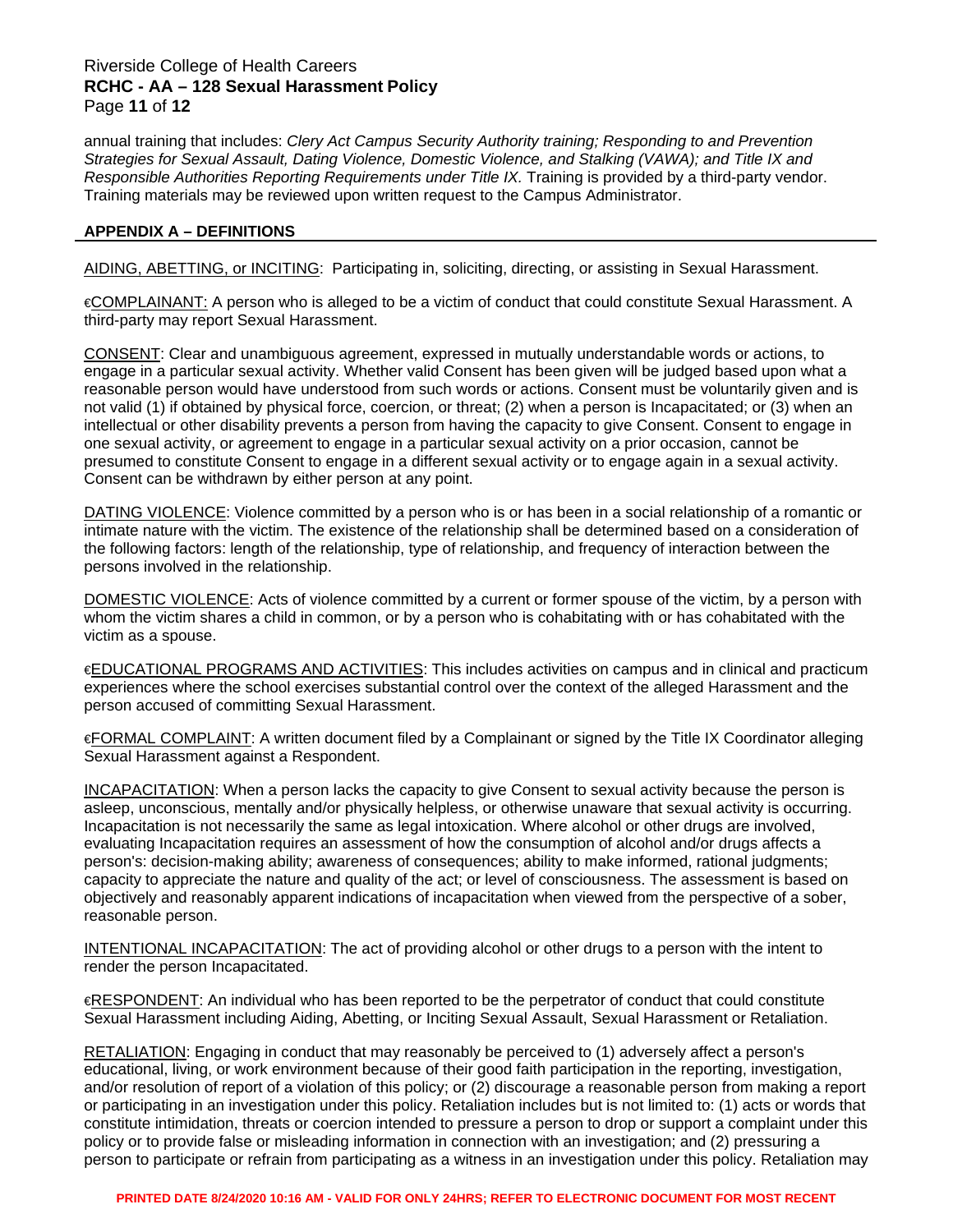annual training that includes: *Clery Act Campus Security Authority training; Responding to and Prevention Strategies for Sexual Assault, Dating Violence, Domestic Violence, and Stalking (VAWA); and Title IX and Responsible Authorities Reporting Requirements under Title IX.* Training is provided by a third-party vendor. Training materials may be reviewed upon written request to the Campus Administrator.

## APPENDIX A – DEFINITIONS

AIDING, ABETTING, or INCITING: Participating in, soliciting, directing, or assisting in Sexual Harassment.

€COMPLAINANT: A person who is alleged to be a victim of conduct that could constitute Sexual Harassment. A third-party may report Sexual Harassment.

CONSENT: Clear and unambiguous agreement, expressed in mutually understandable words or actions, to engage in a particular sexual activity. Whether valid Consent has been given will be judged based upon what a reasonable person would have understood from such words or actions. Consent must be voluntarily given and is not valid (1) if obtained by physical force, coercion, or threat; (2) when a person is Incapacitated; or (3) when an intellectual or other disability prevents a person from having the capacity to give Consent. Consent to engage in one sexual activity, or agreement to engage in a particular sexual activity on a prior occasion, cannot be presumed to constitute Consent to engage in a different sexual activity or to engage again in a sexual activity. Consent can be withdrawn by either person at any point.

DATING VIOLENCE: Violence committed by a person who is or has been in a social relationship of a romantic or intimate nature with the victim. The existence of the relationship shall be determined based on a consideration of the following factors: length of the relationship, type of relationship, and frequency of interaction between the persons involved in the relationship.

DOMESTIC VIOLENCE: Acts of violence committed by a current or former spouse of the victim, by a person with whom the victim shares a child in common, or by a person who is cohabitating with or has cohabitated with the victim as a spouse.

€EDUCATIONAL PROGRAMS AND ACTIVITIES: This includes activities on campus and in clinical and practicum experiences where the school exercises substantial control over the context of the alleged Harassment and the person accused of committing Sexual Harassment.

€FORMAL COMPLAINT: A written document filed by a Complainant or signed by the Title IX Coordinator alleging Sexual Harassment against a Respondent.

INCAPACITATION: When a person lacks the capacity to give Consent to sexual activity because the person is asleep, unconscious, mentally and/or physically helpless, or otherwise unaware that sexual activity is occurring. Incapacitation is not necessarily the same as legal intoxication. Where alcohol or other drugs are involved, evaluating Incapacitation requires an assessment of how the consumption of alcohol and/or drugs affects a person's: decision-making ability; awareness of consequences; ability to make informed, rational judgments; capacity to appreciate the nature and quality of the act; or level of consciousness. The assessment is based on objectively and reasonably apparent indications of incapacitation when viewed from the perspective of a sober, reasonable person.

INTENTIONAL INCAPACITATION: The act of providing alcohol or other drugs to a person with the intent to render the person Incapacitated.

€RESPONDENT: An individual who has been reported to be the perpetrator of conduct that could constitute Sexual Harassment including Aiding, Abetting, or Inciting Sexual Assault, Sexual Harassment or Retaliation.

RETALIATION: Engaging in conduct that may reasonably be perceived to (1) adversely affect a person's educational, living, or work environment because of their good faith participation in the reporting, investigation, and/or resolution of report of a violation of this policy; or (2) discourage a reasonable person from making a report or participating in an investigation under this policy. Retaliation includes but is not limited to: (1) acts or words that constitute intimidation, threats or coercion intended to pressure a person to drop or support a complaint under this policy or to provide false or misleading information in connection with an investigation; and (2) pressuring a person to participate or refrain from participating as a witness in an investigation under this policy. Retaliation may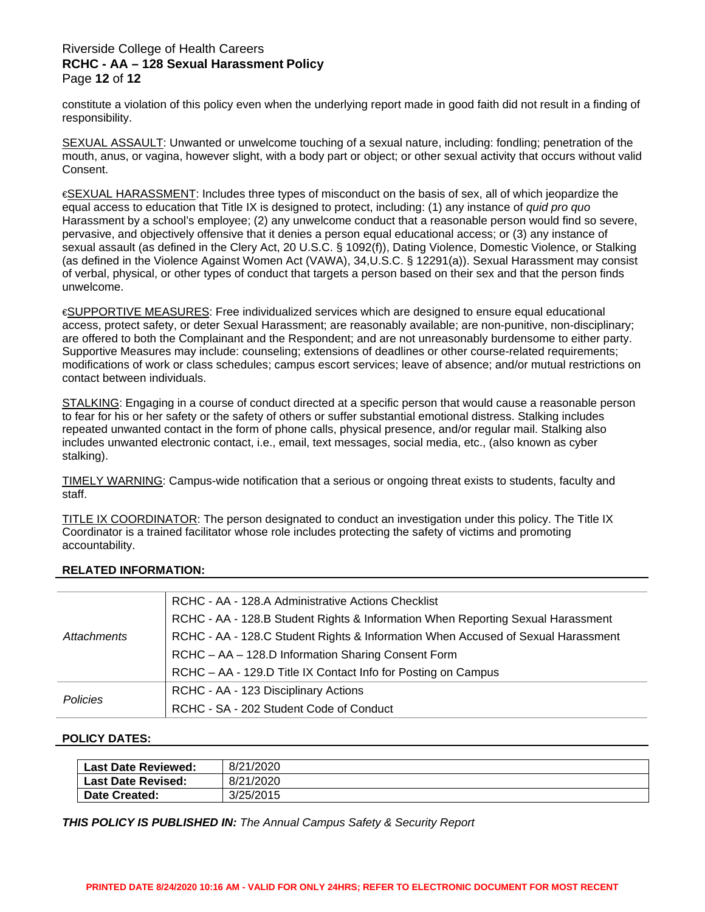constitute a violation of this policy even when the underlying report made in good faith did not result in a finding of responsibility.

SEXUAL ASSAULT: Unwanted or unwelcome touching of a sexual nature, including: fondling; penetration of the mouth, anus, or vagina, however slight, with a body part or object; or other sexual activity that occurs without valid Consent.

€SEXUAL HARASSMENT: Includes three types of misconduct on the basis of sex, all of which jeopardize the equal access to education that Title IX is designed to protect, including: (1) any instance of *quid pro quo* Harassment by a school's employee; (2) any unwelcome conduct that a reasonable person would find so severe, pervasive, and objectively offensive that it denies a person equal educational access; or (3) any instance of sexual assault (as defined in the Clery Act, 20 U.S.C. § 1092(f)), Dating Violence, Domestic Violence, or Stalking (as defined in the Violence Against Women Act (VAWA), 34,U.S.C. § 12291(a)). Sexual Harassment may consist of verbal, physical, or other types of conduct that targets a person based on their sex and that the person finds unwelcome.

€SUPPORTIVE MEASURES: Free individualized services which are designed to ensure equal educational access, protect safety, or deter Sexual Harassment; are reasonably available; are non-punitive, non-disciplinary; are offered to both the Complainant and the Respondent; and are not unreasonably burdensome to either party. Supportive Measures may include: counseling; extensions of deadlines or other course-related requirements; modifications of work or class schedules; campus escort services; leave of absence; and/or mutual restrictions on contact between individuals.

STALKING: Engaging in a course of conduct directed at a specific person that would cause a reasonable person to fear for his or her safety or the safety of others or suffer substantial emotional distress. Stalking includes repeated unwanted contact in the form of phone calls, physical presence, and/or regular mail. Stalking also includes unwanted electronic contact, i.e., email, text messages, social media, etc., (also known as cyber stalking).

TIMELY WARNING: Campus-wide notification that a serious or ongoing threat exists to students, faculty and staff.

TITLE IX COORDINATOR: The person designated to conduct an investigation under this policy. The Title IX Coordinator is a trained facilitator whose role includes protecting the safety of victims and promoting accountability.

**RELATED INFORMATION:**

| | |
|---|---|
| *Attachments* | RCHC - AA - 128.A Administrative Actions Checklist |
| | RCHC - AA - 128.B Student Rights & Information When Reporting Sexual Harassment |
| | RCHC - AA - 128.C Student Rights & Information When Accused of Sexual Harassment |
| | RCHC – AA – 128.D Information Sharing Consent Form |
| | RCHC – AA - 129.D Title IX Contact Info for Posting on Campus |
| *Policies* | RCHC - AA - 123 Disciplinary Actions |
| | RCHC - SA - 202 Student Code of Conduct |

**POLICY DATES:**

| | |
|---|---|
| **Last Date Reviewed:** | 8/21/2020 |
| **Last Date Revised:** | 8/21/2020 |
| **Date Created:** | 3/25/2015 |

***THIS POLICY IS PUBLISHED IN:*** *The Annual Campus Safety & Security Report*

**PRINTED DATE 8/24/2020 10:16 AM - VALID FOR ONLY 24HRS; REFER TO ELECTRONIC DOCUMENT FOR MOST RECENT**